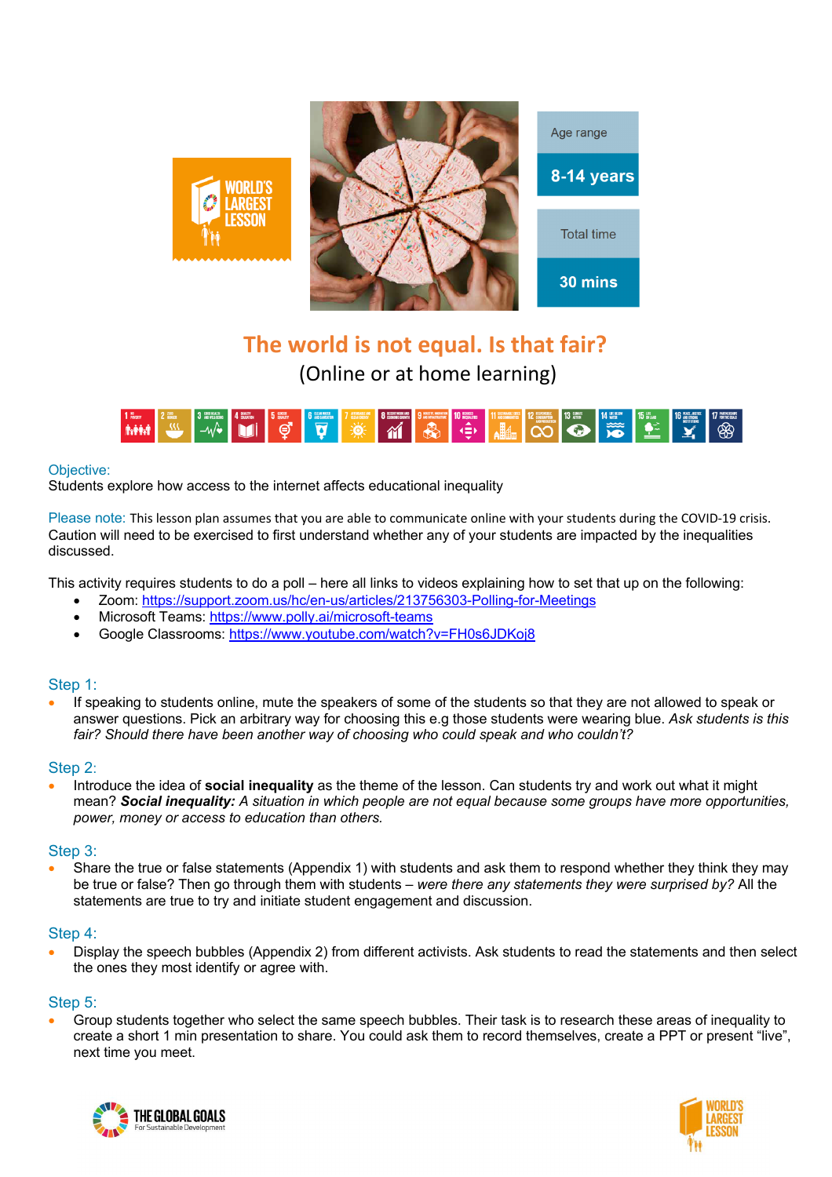Age range

**8-14 years**

Total time

**30 mins**

# The world is not equal. Is that fair?

## (Online or at home learning)

Objective:
Students explore how access to the internet affects educational inequality

Please note: This lesson plan assumes that you are able to communicate online with your students during the COVID-19 crisis. Caution will need to be exercised to first understand whether any of your students are impacted by the inequalities discussed.

This activity requires students to do a poll – here all links to videos explaining how to set that up on the following:

- Zoom: https://support.zoom.us/hc/en-us/articles/213756303-Polling-for-Meetings
- Microsoft Teams: https://www.polly.ai/microsoft-teams
- Google Classrooms: https://www.youtube.com/watch?v=FH0s6JDKoj8

### Step 1:

- If speaking to students online, mute the speakers of some of the students so that they are not allowed to speak or answer questions. Pick an arbitrary way for choosing this e.g those students were wearing blue. *Ask students is this fair? Should there have been another way of choosing who could speak and who couldn't?*

### Step 2:

- Introduce the idea of **social inequality** as the theme of the lesson. Can students try and work out what it might mean? ***Social inequality:*** *A situation in which people are not equal because some groups have more opportunities, power, money or access to education than others.*

### Step 3:

- Share the true or false statements (Appendix 1) with students and ask them to respond whether they think they may be true or false? Then go through them with students – *were there any statements they were surprised by?* All the statements are true to try and initiate student engagement and discussion.

### Step 4:

- Display the speech bubbles (Appendix 2) from different activists. Ask students to read the statements and then select the ones they most identify or agree with.

### Step 5:

- Group students together who select the same speech bubbles. Their task is to research these areas of inequality to create a short 1 min presentation to share. You could ask them to record themselves, create a PPT or present "live", next time you meet.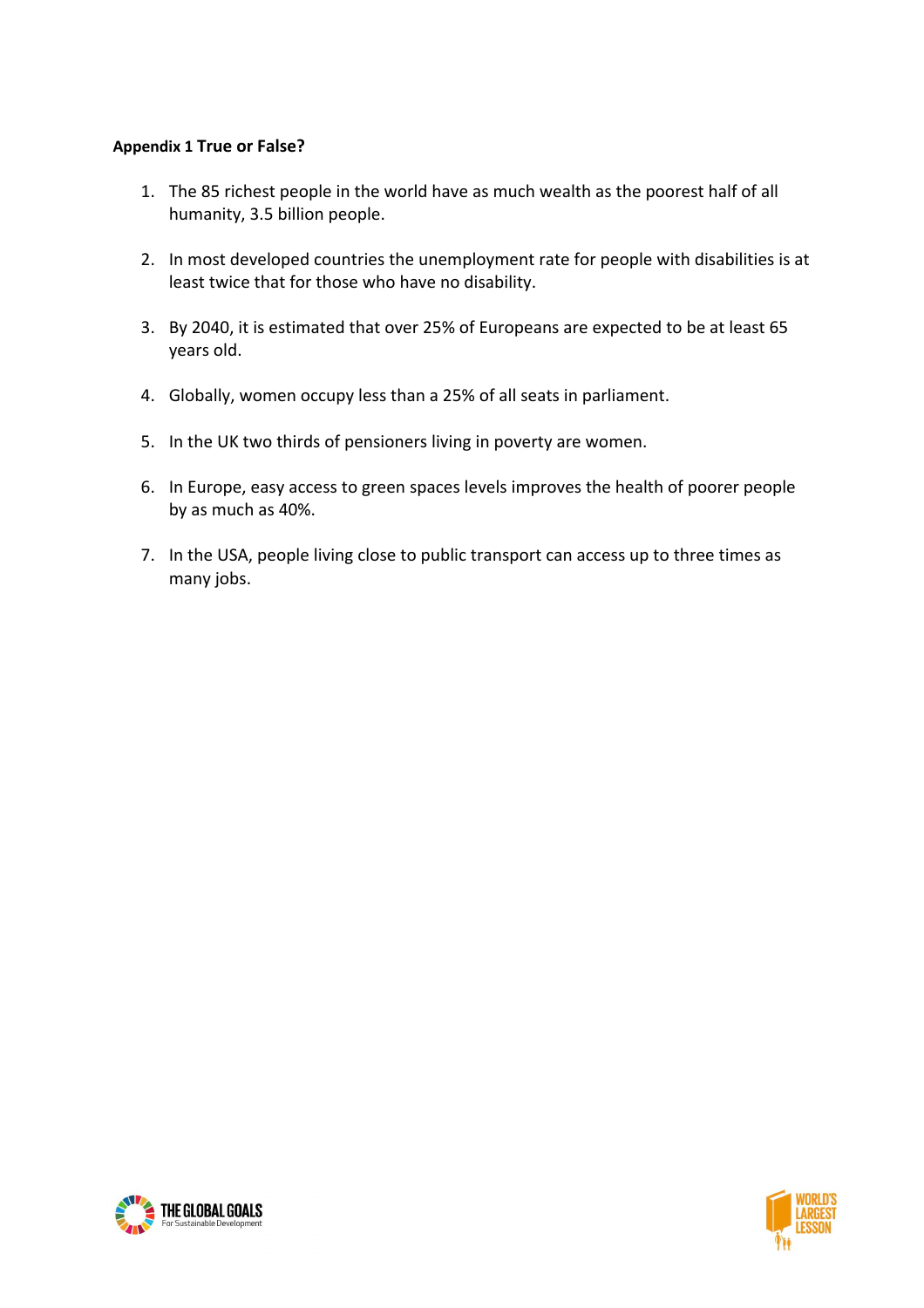**Appendix 1 True or False?**

1. The 85 richest people in the world have as much wealth as the poorest half of all humanity, 3.5 billion people.

2. In most developed countries the unemployment rate for people with disabilities is at least twice that for those who have no disability.

3. By 2040, it is estimated that over 25% of Europeans are expected to be at least 65 years old.

4. Globally, women occupy less than a 25% of all seats in parliament.

5. In the UK two thirds of pensioners living in poverty are women.

6. In Europe, easy access to green spaces levels improves the health of poorer people by as much as 40%.

7. In the USA, people living close to public transport can access up to three times as many jobs.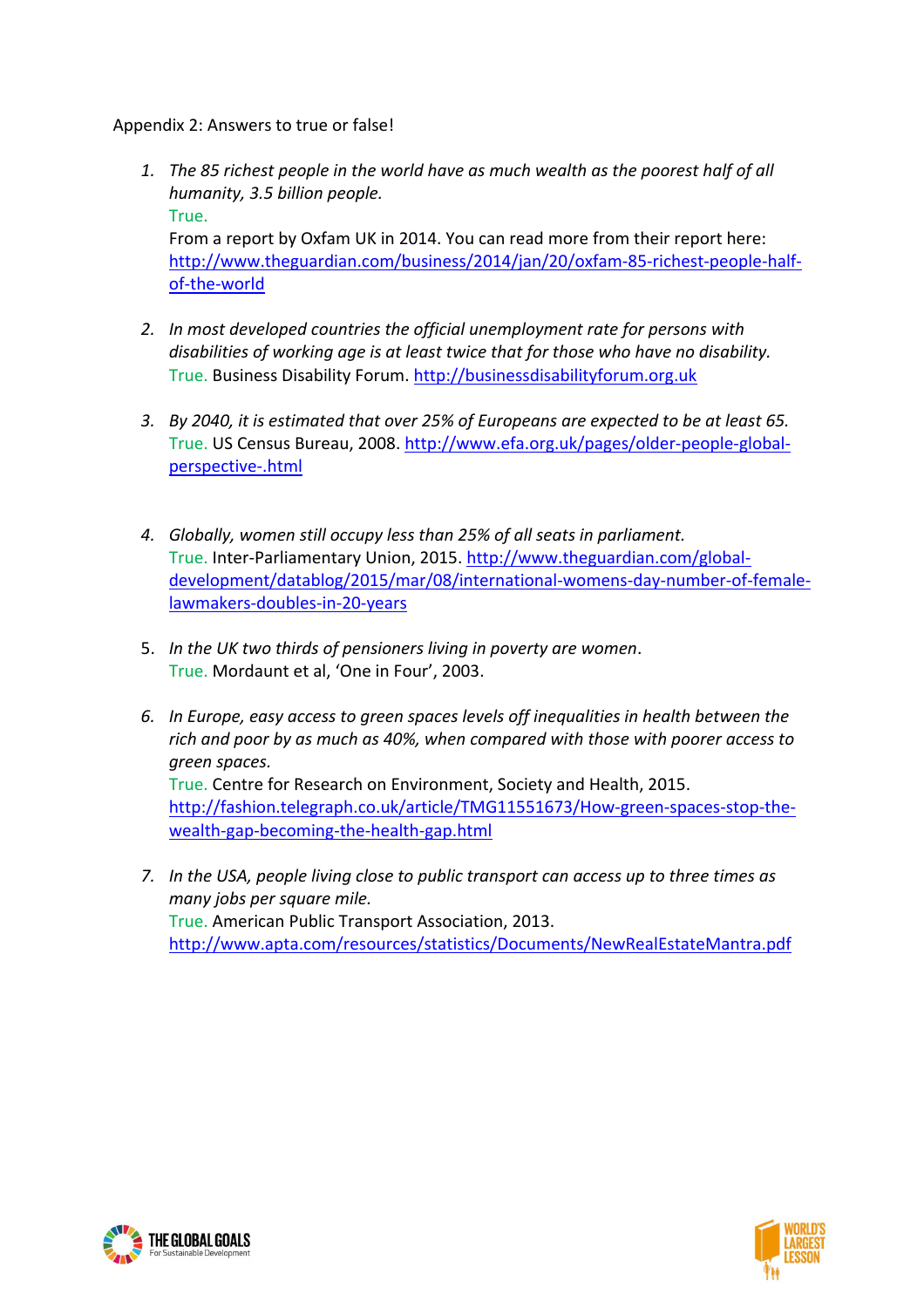Appendix 2: Answers to true or false!

1. *The 85 richest people in the world have as much wealth as the poorest half of all humanity, 3.5 billion people.*
   True.
   From a report by Oxfam UK in 2014. You can read more from their report here: http://www.theguardian.com/business/2014/jan/20/oxfam-85-richest-people-half-of-the-world

2. *In most developed countries the official unemployment rate for persons with disabilities of working age is at least twice that for those who have no disability.*
   True. Business Disability Forum. http://businessdisabilityforum.org.uk

3. *By 2040, it is estimated that over 25% of Europeans are expected to be at least 65.*
   True. US Census Bureau, 2008. http://www.efa.org.uk/pages/older-people-global-perspective-.html

4. *Globally, women still occupy less than 25% of all seats in parliament.*
   True. Inter-Parliamentary Union, 2015. http://www.theguardian.com/global-development/datablog/2015/mar/08/international-womens-day-number-of-female-lawmakers-doubles-in-20-years

5. *In the UK two thirds of pensioners living in poverty are women*.
   True. Mordaunt et al, 'One in Four', 2003.

6. *In Europe, easy access to green spaces levels off inequalities in health between the rich and poor by as much as 40%, when compared with those with poorer access to green spaces.*
   True. Centre for Research on Environment, Society and Health, 2015. http://fashion.telegraph.co.uk/article/TMG11551673/How-green-spaces-stop-the-wealth-gap-becoming-the-health-gap.html

7. *In the USA, people living close to public transport can access up to three times as many jobs per square mile.*
   True. American Public Transport Association, 2013. http://www.apta.com/resources/statistics/Documents/NewRealEstateMantra.pdf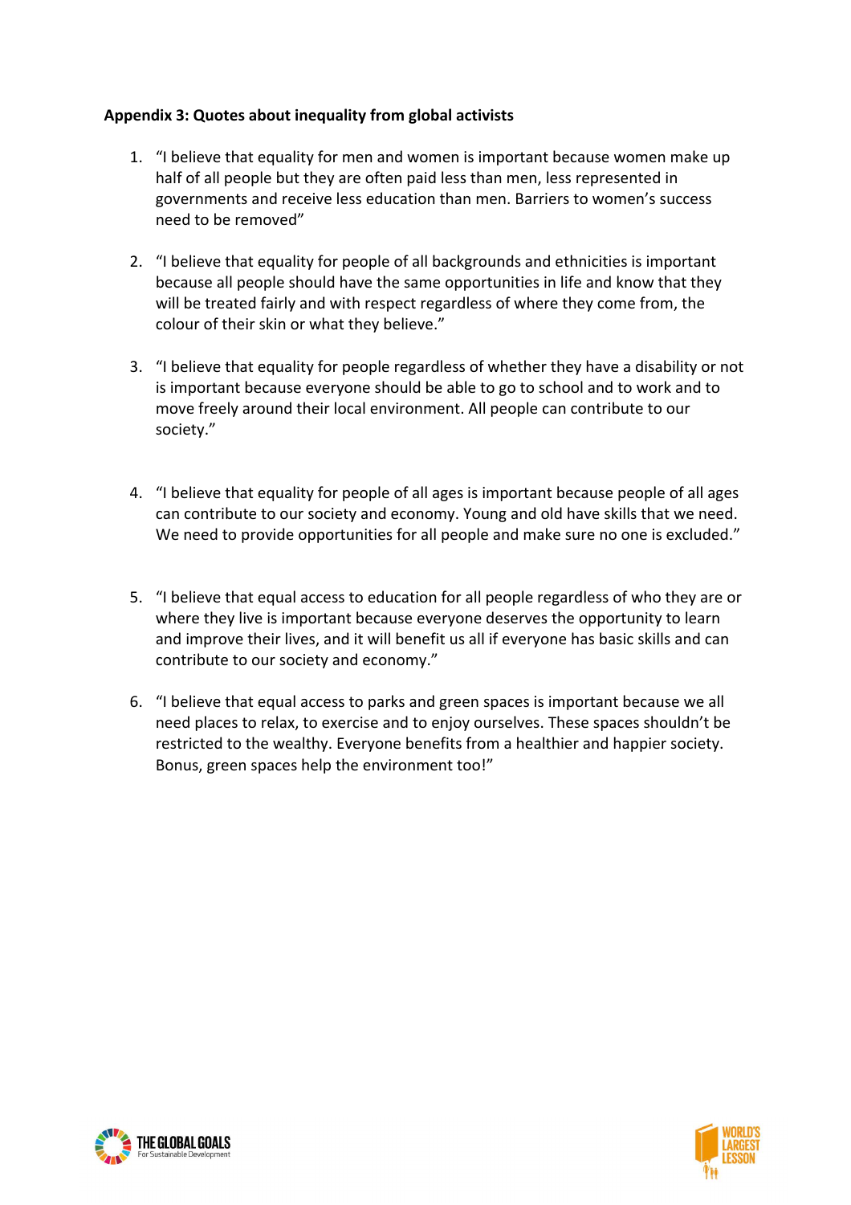**Appendix 3: Quotes about inequality from global activists**

1. "I believe that equality for men and women is important because women make up half of all people but they are often paid less than men, less represented in governments and receive less education than men. Barriers to women's success need to be removed"

2. "I believe that equality for people of all backgrounds and ethnicities is important because all people should have the same opportunities in life and know that they will be treated fairly and with respect regardless of where they come from, the colour of their skin or what they believe."

3. "I believe that equality for people regardless of whether they have a disability or not is important because everyone should be able to go to school and to work and to move freely around their local environment. All people can contribute to our society."

4. "I believe that equality for people of all ages is important because people of all ages can contribute to our society and economy. Young and old have skills that we need. We need to provide opportunities for all people and make sure no one is excluded."

5. "I believe that equal access to education for all people regardless of who they are or where they live is important because everyone deserves the opportunity to learn and improve their lives, and it will benefit us all if everyone has basic skills and can contribute to our society and economy."

6. "I believe that equal access to parks and green spaces is important because we all need places to relax, to exercise and to enjoy ourselves. These spaces shouldn't be restricted to the wealthy. Everyone benefits from a healthier and happier society. Bonus, green spaces help the environment too!"